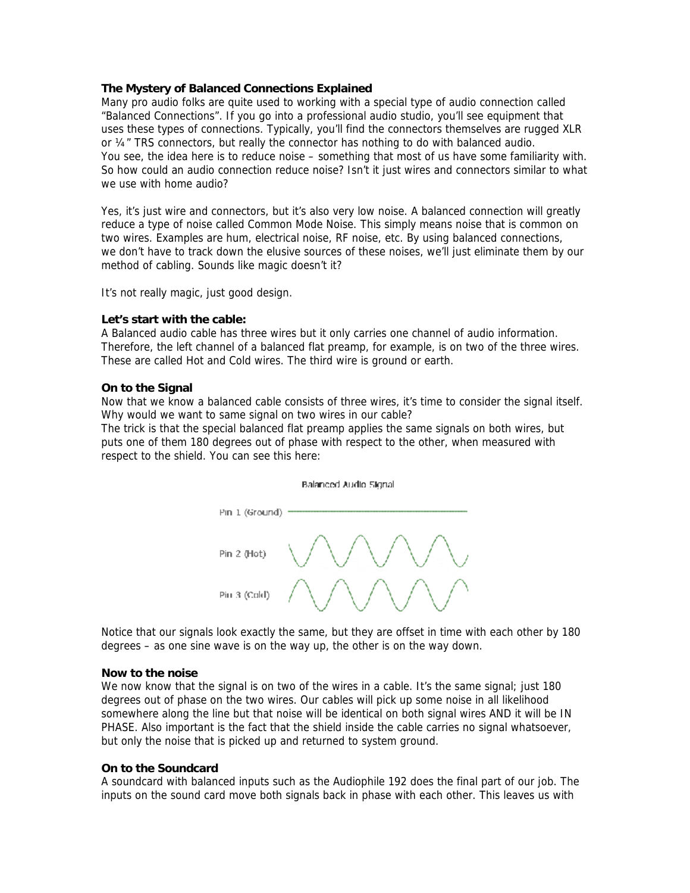**The Mystery of Balanced Connections Explained**

Many pro audio folks are quite used to working with a special type of audio connection called "Balanced Connections". If you go into a professional audio studio, you'll see equipment that uses these types of connections. Typically, you'll find the connectors themselves are rugged XLR or ¼" TRS connectors, but really the connector has nothing to do with balanced audio. You see, the idea here is to reduce noise – something that most of us have some familiarity with. So how could an audio connection reduce noise? Isn't it just wires and connectors similar to what we use with home audio?

Yes, it's just wire and connectors, but it's also very low noise. A balanced connection will greatly reduce a type of noise called Common Mode Noise. This simply means noise that is common on two wires. Examples are hum, electrical noise, RF noise, etc. By using balanced connections, we don't have to track down the elusive sources of these noises, we'll just eliminate them by our method of cabling. Sounds like magic doesn't it?

It's not really magic, just good design.

**Let's start with the cable:**

A Balanced audio cable has three wires but it only carries one channel of audio information. Therefore, the left channel of a balanced flat preamp, for example, is on two of the three wires. These are called Hot and Cold wires. The third wire is ground or earth.

**On to the Signal**

Now that we know a balanced cable consists of three wires, it's time to consider the signal itself. Why would we want to same signal on two wires in our cable?

The trick is that the special balanced flat preamp applies the same signals on both wires, but puts one of them 180 degrees out of phase with respect to the other, when measured with respect to the shield. You can see this here:

Balanced Audio Signal

Pin 1 (Ground)

Pin 2 (Hot)

Pin 3 (Cold)

Notice that our signals look exactly the same, but they are offset in time with each other by 180 degrees – as one sine wave is on the way up, the other is on the way down.

**Now to the noise**

We now know that the signal is on two of the wires in a cable. It's the same signal; just 180 degrees out of phase on the two wires. Our cables will pick up some noise in all likelihood somewhere along the line but that noise will be identical on both signal wires AND it will be IN PHASE. Also important is the fact that the shield inside the cable carries no signal whatsoever, but only the noise that is picked up and returned to system ground.

**On to the Soundcard**

A soundcard with balanced inputs such as the Audiophile 192 does the final part of our job. The inputs on the sound card move both signals back in phase with each other. This leaves us with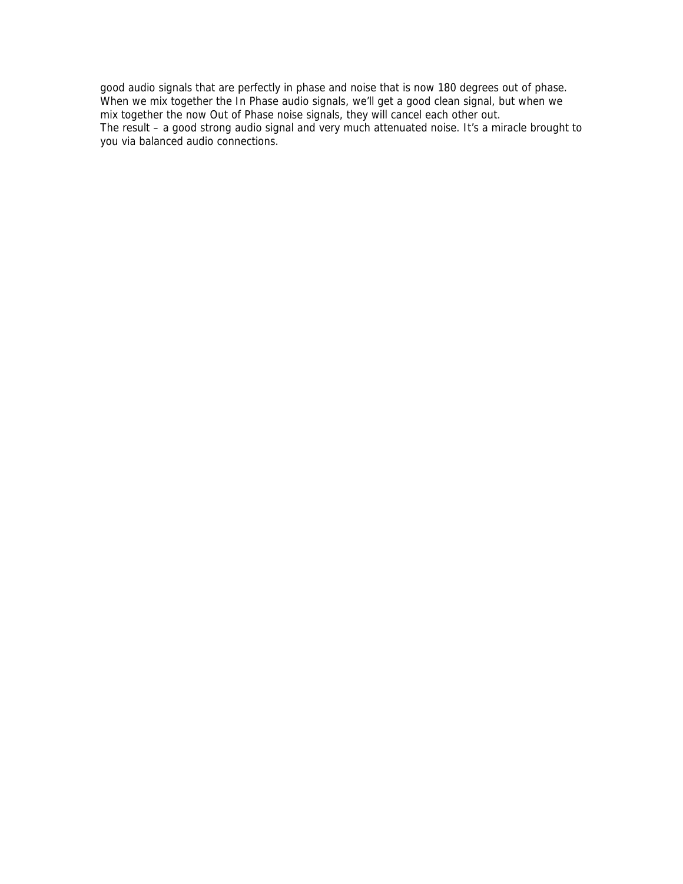good audio signals that are perfectly in phase and noise that is now 180 degrees out of phase. When we mix together the In Phase audio signals, we'll get a good clean signal, but when we mix together the now Out of Phase noise signals, they will cancel each other out.
The result – a good strong audio signal and very much attenuated noise. It's a miracle brought to you via balanced audio connections.